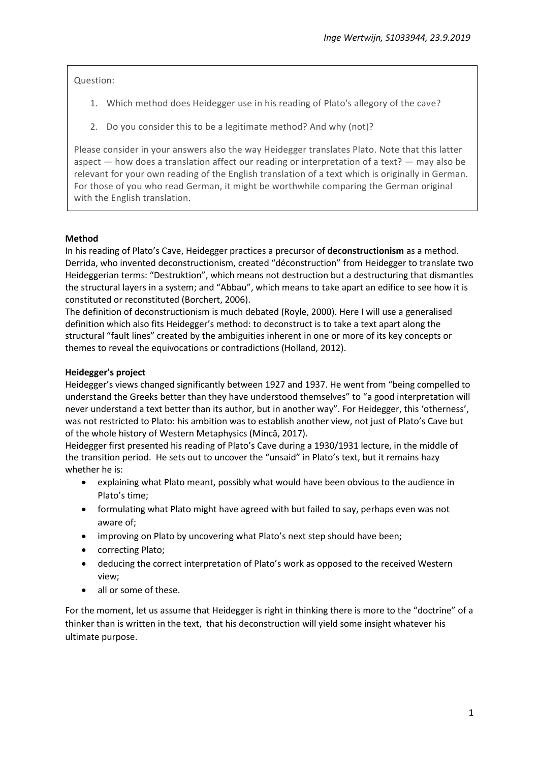*Inge Wertwijn, S1033944, 23.9.2019*

Question:

1. Which method does Heidegger use in his reading of Plato's allegory of the cave?
2. Do you consider this to be a legitimate method? And why (not)?

Please consider in your answers also the way Heidegger translates Plato. Note that this latter aspect — how does a translation affect our reading or interpretation of a text? — may also be relevant for your own reading of the English translation of a text which is originally in German. For those of you who read German, it might be worthwhile comparing the German original with the English translation.

**Method**

In his reading of Plato's Cave, Heidegger practices a precursor of **deconstructionism** as a method. Derrida, who invented deconstructionism, created "déconstruction" from Heidegger to translate two Heideggerian terms: "Destruktion", which means not destruction but a destructuring that dismantles the structural layers in a system; and "Abbau", which means to take apart an edifice to see how it is constituted or reconstituted (Borchert, 2006).

The definition of deconstructionism is much debated (Royle, 2000). Here I will use a generalised definition which also fits Heidegger's method: to deconstruct is to take a text apart along the structural "fault lines" created by the ambiguities inherent in one or more of its key concepts or themes to reveal the equivocations or contradictions (Holland, 2012).

**Heidegger's project**

Heidegger's views changed significantly between 1927 and 1937. He went from "being compelled to understand the Greeks better than they have understood themselves" to "a good interpretation will never understand a text better than its author, but in another way". For Heidegger, this 'otherness', was not restricted to Plato: his ambition was to establish another view, not just of Plato's Cave but of the whole history of Western Metaphysics (Mincă, 2017).

Heidegger first presented his reading of Plato's Cave during a 1930/1931 lecture, in the middle of the transition period. He sets out to uncover the "unsaid" in Plato's text, but it remains hazy whether he is:

- explaining what Plato meant, possibly what would have been obvious to the audience in Plato's time;
- formulating what Plato might have agreed with but failed to say, perhaps even was not aware of;
- improving on Plato by uncovering what Plato's next step should have been;
- correcting Plato;
- deducing the correct interpretation of Plato's work as opposed to the received Western view;
- all or some of these.

For the moment, let us assume that Heidegger is right in thinking there is more to the "doctrine" of a thinker than is written in the text, that his deconstruction will yield some insight whatever his ultimate purpose.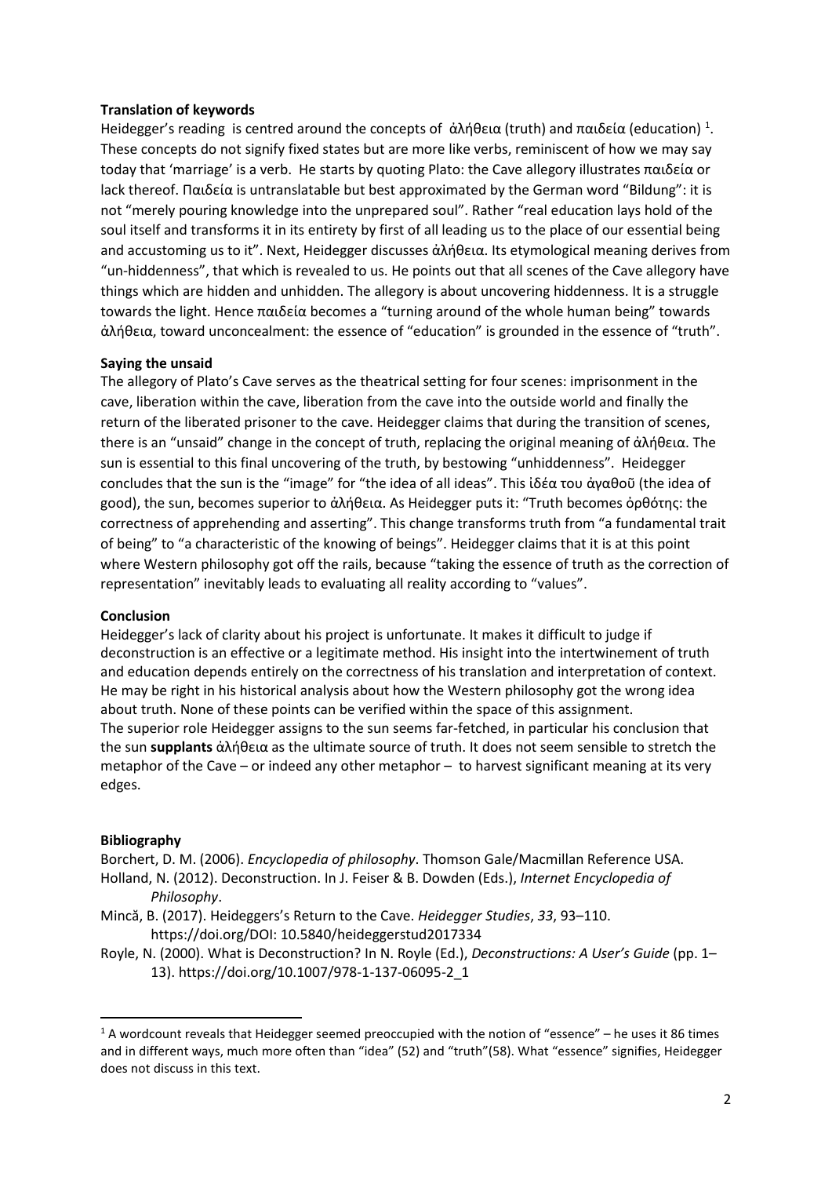**Translation of keywords**

Heidegger's reading is centred around the concepts of ἀλήθεια (truth) and παιδεία (education) [1]. These concepts do not signify fixed states but are more like verbs, reminiscent of how we may say today that 'marriage' is a verb. He starts by quoting Plato: the Cave allegory illustrates παιδεία or lack thereof. Παιδεία is untranslatable but best approximated by the German word "Bildung": it is not "merely pouring knowledge into the unprepared soul". Rather "real education lays hold of the soul itself and transforms it in its entirety by first of all leading us to the place of our essential being and accustoming us to it". Next, Heidegger discusses ἀλήθεια. Its etymological meaning derives from "un-hiddenness", that which is revealed to us. He points out that all scenes of the Cave allegory have things which are hidden and unhidden. The allegory is about uncovering hiddenness. It is a struggle towards the light. Hence παιδεία becomes a "turning around of the whole human being" towards ἀλήθεια, toward unconcealment: the essence of "education" is grounded in the essence of "truth".

**Saying the unsaid**

The allegory of Plato's Cave serves as the theatrical setting for four scenes: imprisonment in the cave, liberation within the cave, liberation from the cave into the outside world and finally the return of the liberated prisoner to the cave. Heidegger claims that during the transition of scenes, there is an "unsaid" change in the concept of truth, replacing the original meaning of ἀλήθεια. The sun is essential to this final uncovering of the truth, by bestowing "unhiddenness". Heidegger concludes that the sun is the "image" for "the idea of all ideas". This ἰδέα του ἀγαθοῦ (the idea of good), the sun, becomes superior to ἀλήθεια. As Heidegger puts it: "Truth becomes ὀρθότης: the correctness of apprehending and asserting". This change transforms truth from "a fundamental trait of being" to "a characteristic of the knowing of beings". Heidegger claims that it is at this point where Western philosophy got off the rails, because "taking the essence of truth as the correction of representation" inevitably leads to evaluating all reality according to "values".

**Conclusion**

Heidegger's lack of clarity about his project is unfortunate. It makes it difficult to judge if deconstruction is an effective or a legitimate method. His insight into the intertwinement of truth and education depends entirely on the correctness of his translation and interpretation of context. He may be right in his historical analysis about how the Western philosophy got the wrong idea about truth. None of these points can be verified within the space of this assignment.

The superior role Heidegger assigns to the sun seems far-fetched, in particular his conclusion that the sun **supplants** ἀλήθεια as the ultimate source of truth. It does not seem sensible to stretch the metaphor of the Cave – or indeed any other metaphor – to harvest significant meaning at its very edges.

**Bibliography**

Borchert, D. M. (2006). *Encyclopedia of philosophy*. Thomson Gale/Macmillan Reference USA.

Holland, N. (2012). Deconstruction. In J. Feiser & B. Dowden (Eds.), *Internet Encyclopedia of Philosophy*.

Mincă, B. (2017). Heideggers's Return to the Cave. *Heidegger Studies*, *33*, 93–110. https://doi.org/DOI: 10.5840/heideggerstud2017334

Royle, N. (2000). What is Deconstruction? In N. Royle (Ed.), *Deconstructions: A User's Guide* (pp. 1–13). https://doi.org/10.1007/978-1-137-06095-2_1

[1] A wordcount reveals that Heidegger seemed preoccupied with the notion of "essence" – he uses it 86 times and in different ways, much more often than "idea" (52) and "truth"(58). What "essence" signifies, Heidegger does not discuss in this text.